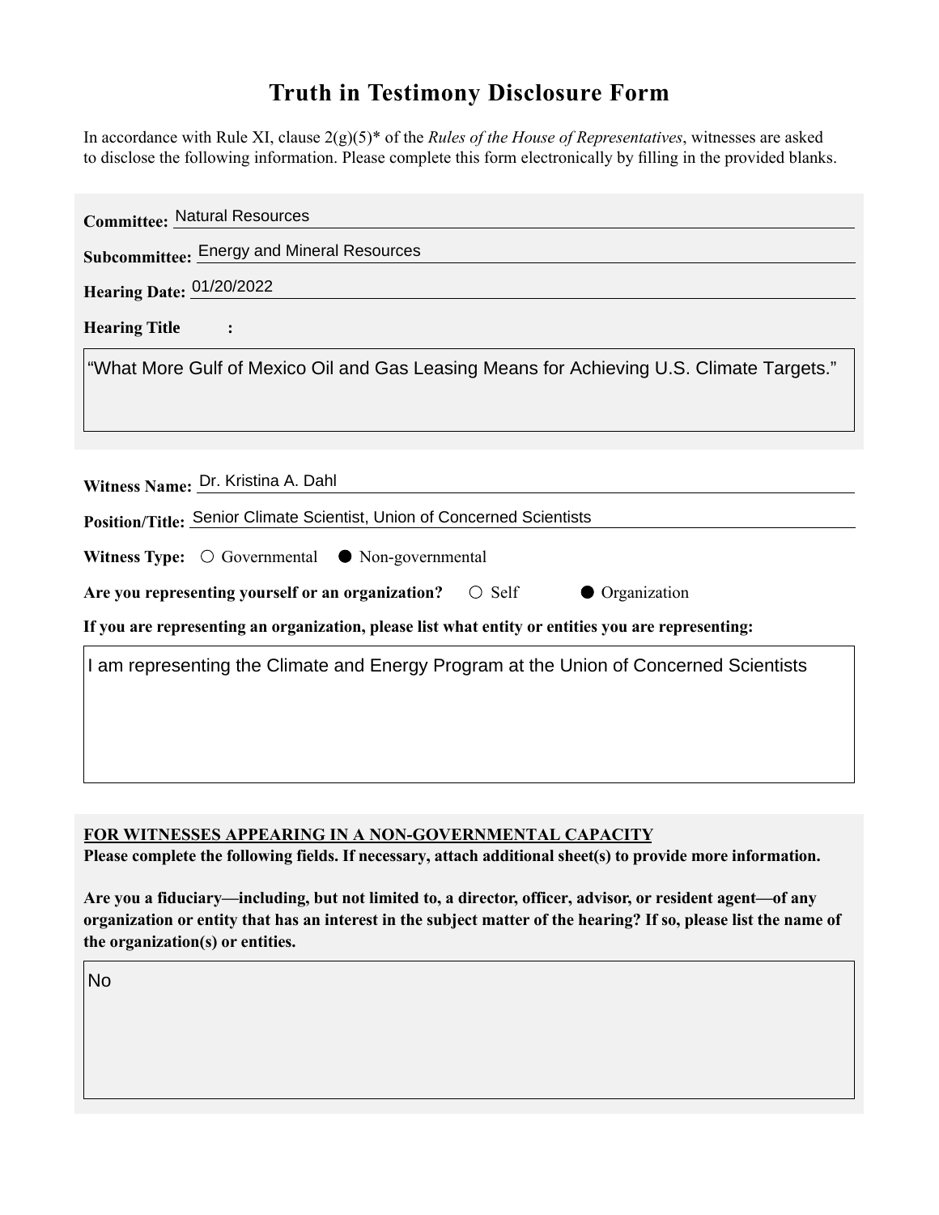# Truth in Testimony Disclosure Form

In accordance with Rule XI, clause 2(g)(5)* of the *Rules of the House of Representatives*, witnesses are asked to disclose the following information. Please complete this form electronically by filling in the provided blanks.

**Committee:** Natural Resources

**Subcommittee:** Energy and Mineral Resources

**Hearing Date:** 01/20/2022

**Hearing Title:**

"What More Gulf of Mexico Oil and Gas Leasing Means for Achieving U.S. Climate Targets."

**Witness Name:** Dr. Kristina A. Dahl

**Position/Title:** Senior Climate Scientist, Union of Concerned Scientists

**Witness Type:** ○ Governmental ● Non-governmental

**Are you representing yourself or an organization?** ○ Self ● Organization

**If you are representing an organization, please list what entity or entities you are representing:**

I am representing the Climate and Energy Program at the Union of Concerned Scientists

**FOR WITNESSES APPEARING IN A NON-GOVERNMENTAL CAPACITY**

**Please complete the following fields. If necessary, attach additional sheet(s) to provide more information.**

**Are you a fiduciary—including, but not limited to, a director, officer, advisor, or resident agent—of any organization or entity that has an interest in the subject matter of the hearing? If so, please list the name of the organization(s) or entities.**

No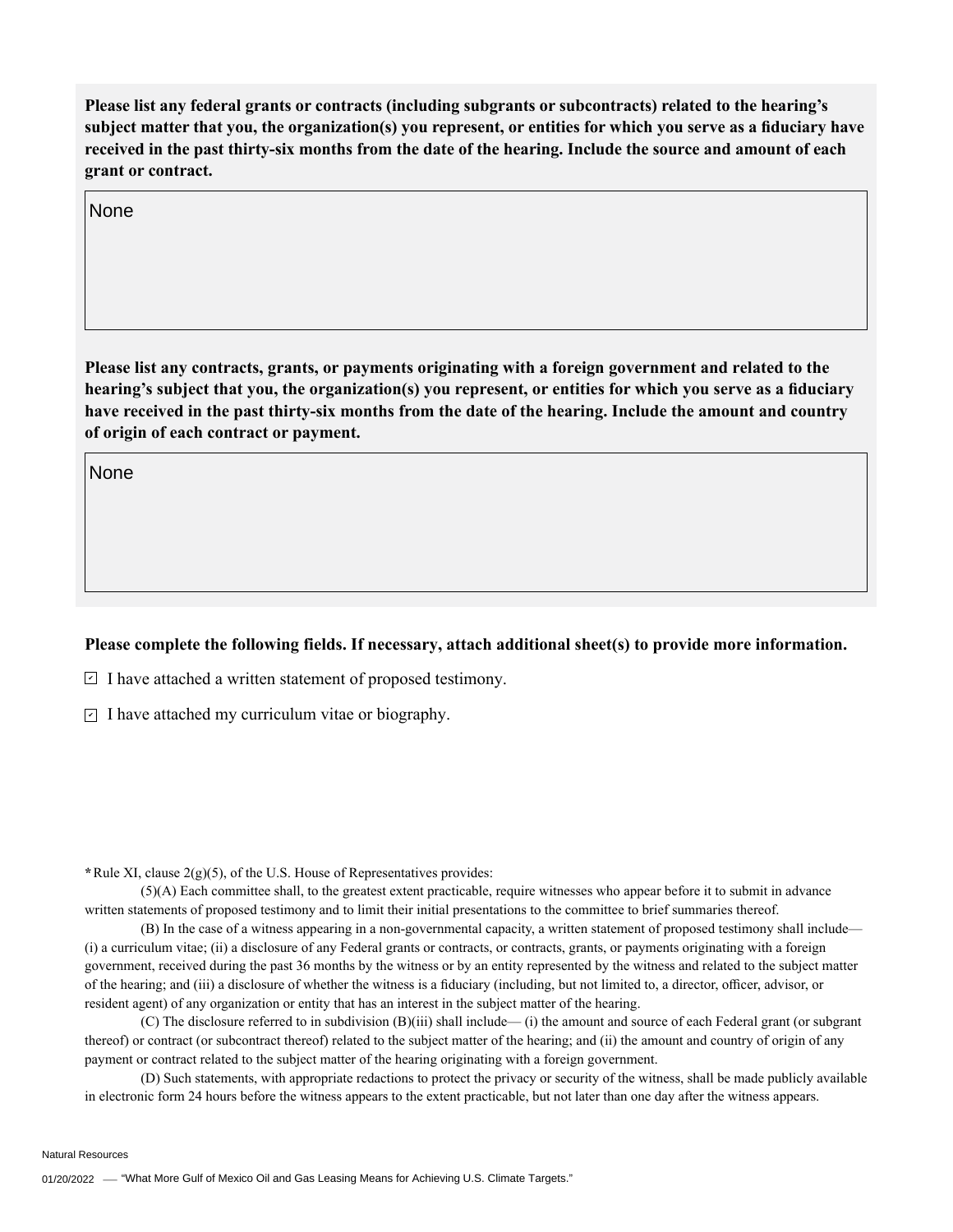**Please list any federal grants or contracts (including subgrants or subcontracts) related to the hearing's subject matter that you, the organization(s) you represent, or entities for which you serve as a fiduciary have received in the past thirty-six months from the date of the hearing. Include the source and amount of each grant or contract.**

None

**Please list any contracts, grants, or payments originating with a foreign government and related to the hearing's subject that you, the organization(s) you represent, or entities for which you serve as a fiduciary have received in the past thirty-six months from the date of the hearing. Include the amount and country of origin of each contract or payment.**

None

**Please complete the following fields. If necessary, attach additional sheet(s) to provide more information.**

- [x] I have attached a written statement of proposed testimony.
- [x] I have attached my curriculum vitae or biography.

**\*** Rule XI, clause 2(g)(5), of the U.S. House of Representatives provides:

(5)(A) Each committee shall, to the greatest extent practicable, require witnesses who appear before it to submit in advance written statements of proposed testimony and to limit their initial presentations to the committee to brief summaries thereof.

(B) In the case of a witness appearing in a non-governmental capacity, a written statement of proposed testimony shall include— (i) a curriculum vitae; (ii) a disclosure of any Federal grants or contracts, or contracts, grants, or payments originating with a foreign government, received during the past 36 months by the witness or by an entity represented by the witness and related to the subject matter of the hearing; and (iii) a disclosure of whether the witness is a fiduciary (including, but not limited to, a director, officer, advisor, or resident agent) of any organization or entity that has an interest in the subject matter of the hearing.

(C) The disclosure referred to in subdivision (B)(iii) shall include— (i) the amount and source of each Federal grant (or subgrant thereof) or contract (or subcontract thereof) related to the subject matter of the hearing; and (ii) the amount and country of origin of any payment or contract related to the subject matter of the hearing originating with a foreign government.

(D) Such statements, with appropriate redactions to protect the privacy or security of the witness, shall be made publicly available in electronic form 24 hours before the witness appears to the extent practicable, but not later than one day after the witness appears.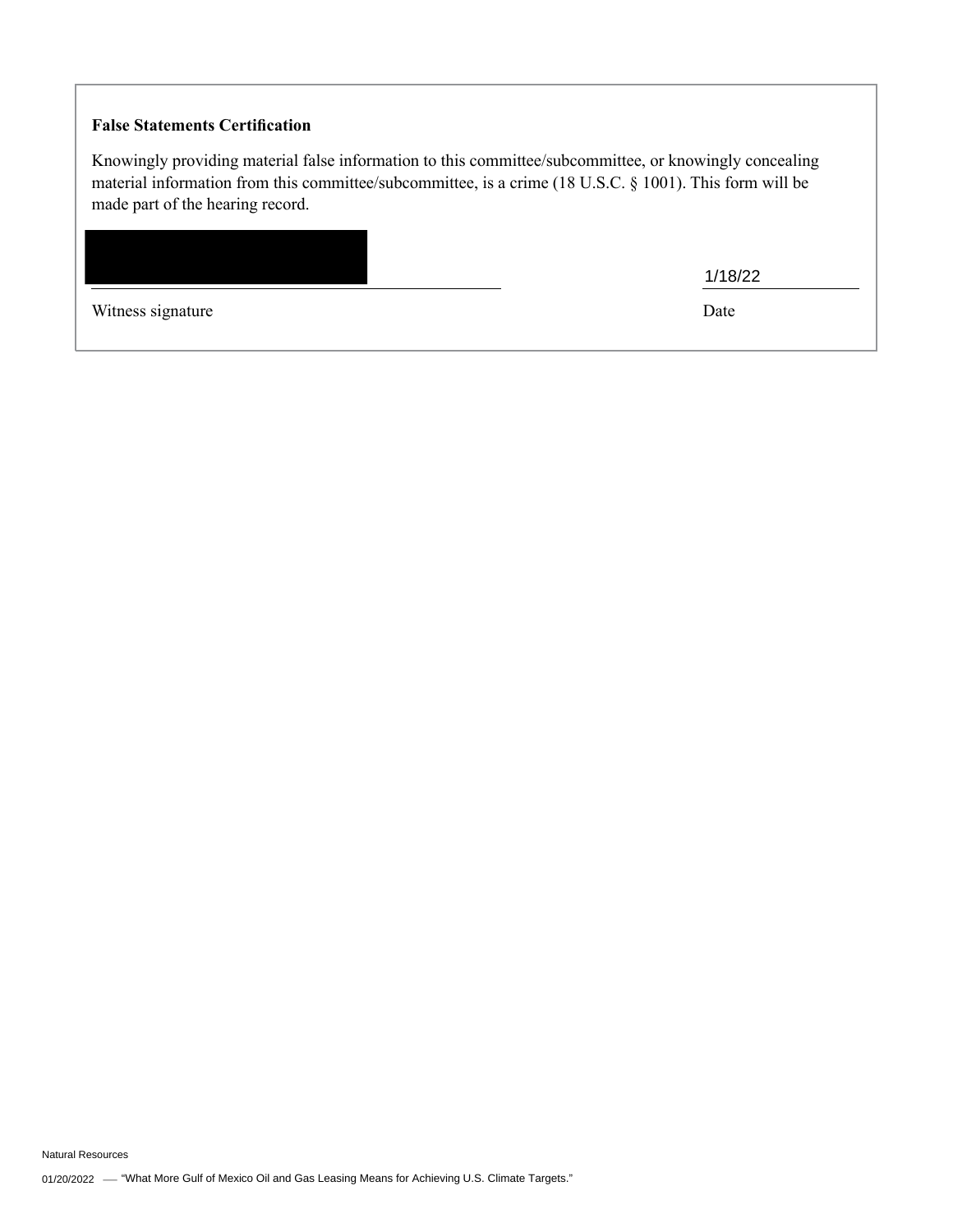**False Statements Certification**

Knowingly providing material false information to this committee/subcommittee, or knowingly concealing material information from this committee/subcommittee, is a crime (18 U.S.C. § 1001). This form will be made part of the hearing record.

| | |
|---|---|
| [redacted] | 1/18/22 |
| Witness signature | Date |

Natural Resources

01/20/2022 — "What More Gulf of Mexico Oil and Gas Leasing Means for Achieving U.S. Climate Targets."